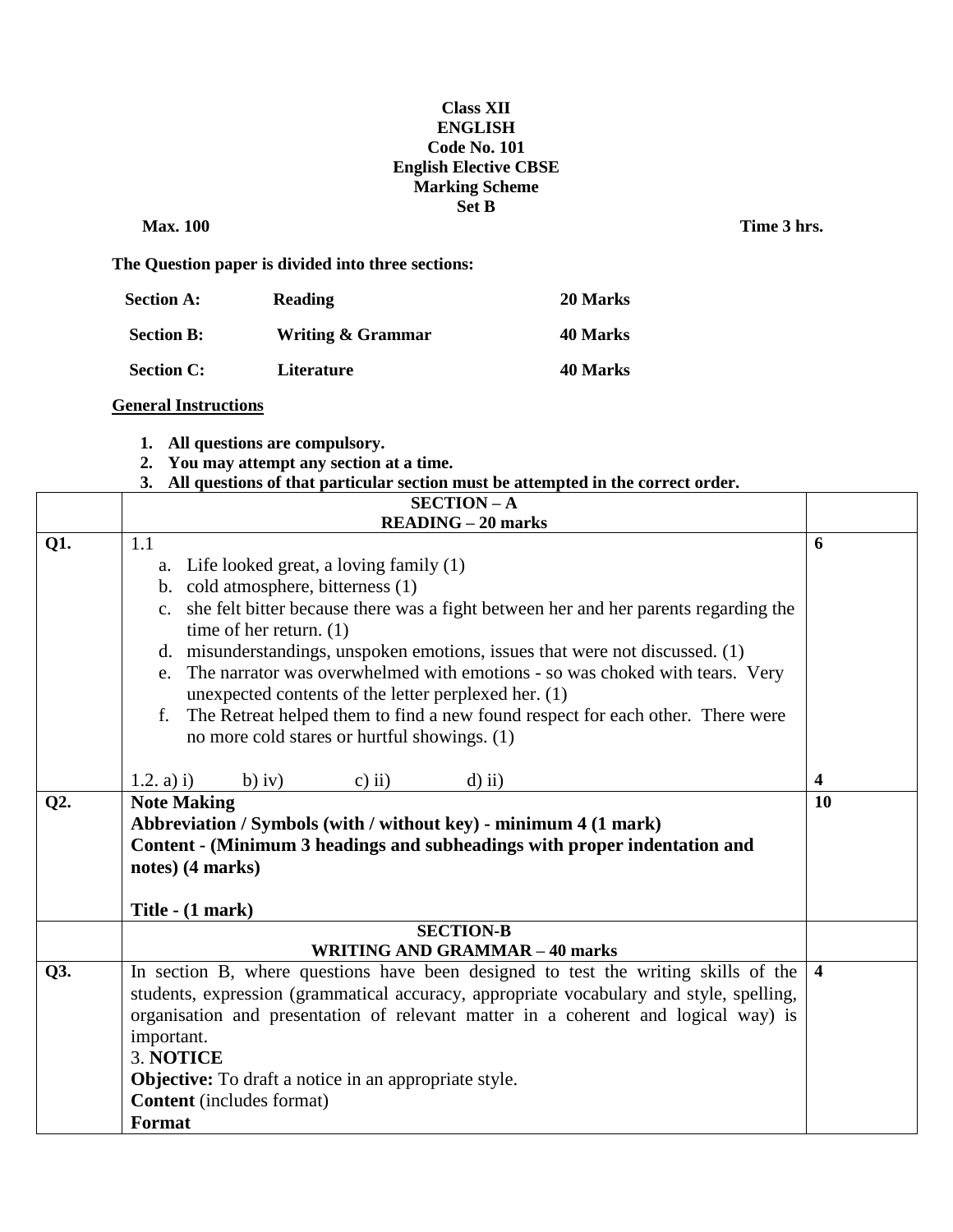**Class XII**
**ENGLISH**
**Code No. 101**
**English Elective CBSE**
**Marking Scheme**
**Set B**

**Max. 100** **Time 3 hrs.**

**The Question paper is divided into three sections:**

| | | |
|---|---|---|
| **Section A:** | **Reading** | **20 Marks** |
| **Section B:** | **Writing & Grammar** | **40 Marks** |
| **Section C:** | **Literature** | **40 Marks** |

**General Instructions**

1. **All questions are compulsory.**
2. **You may attempt any section at a time.**
3. **All questions of that particular section must be attempted in the correct order.**

| | **SECTION – A** <br> **READING – 20 marks** | |
|---|---|---|
| **Q1.** | 1.1 <br> a. Life looked great, a loving family (1) <br> b. cold atmosphere, bitterness (1) <br> c. she felt bitter because there was a fight between her and her parents regarding the time of her return. (1) <br> d. misunderstandings, unspoken emotions, issues that were not discussed. (1) <br> e. The narrator was overwhelmed with emotions - so was choked with tears. Very unexpected contents of the letter perplexed her. (1) <br> f. The Retreat helped them to find a new found respect for each other. There were no more cold stares or hurtful showings. (1) <br><br> 1.2. a) i) b) iv) c) ii) d) ii) | **6** <br><br><br><br><br><br><br><br><br> **4** |
| **Q2.** | **Note Making** <br> **Abbreviation / Symbols (with / without key) - minimum 4 (1 mark)** <br> **Content - (Minimum 3 headings and subheadings with proper indentation and notes) (4 marks)** <br><br> **Title - (1 mark)** | **10** |
| | **SECTION-B** <br> **WRITING AND GRAMMAR – 40 marks** | |
| **Q3.** | In section B, where questions have been designed to test the writing skills of the students, expression (grammatical accuracy, appropriate vocabulary and style, spelling, organisation and presentation of relevant matter in a coherent and logical way) is important. <br> 3. **NOTICE** <br> **Objective:** To draft a notice in an appropriate style. <br> **Content** (includes format) <br> **Format** | **4** |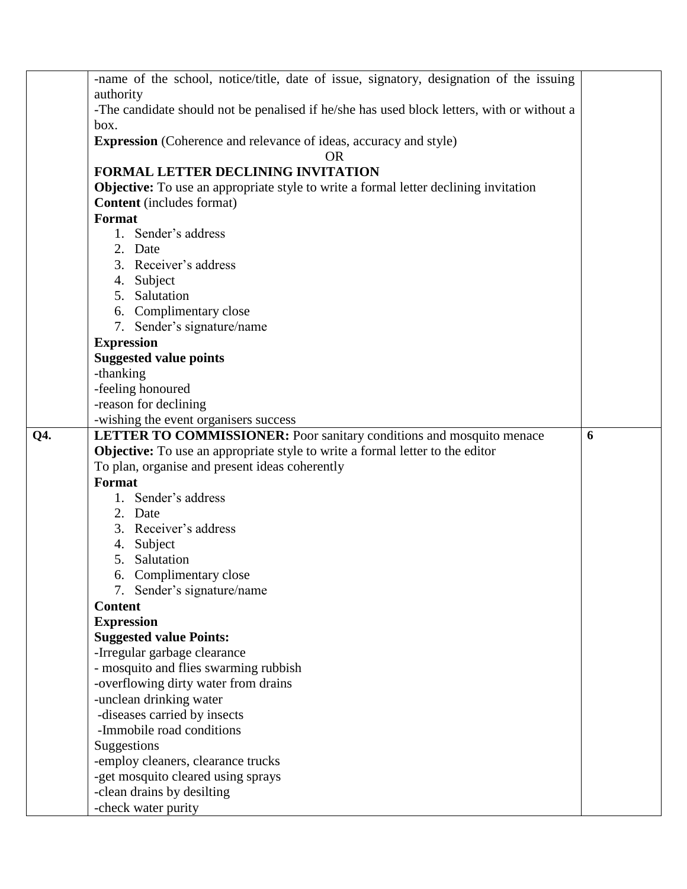| | | |
|---|---|---|
| | -name of the school, notice/title, date of issue, signatory, designation of the issuing authority<br>-The candidate should not be penalised if he/she has used block letters, with or without a box.<br>**Expression** (Coherence and relevance of ideas, accuracy and style)<br>OR<br>**FORMAL LETTER DECLINING INVITATION**<br>**Objective:** To use an appropriate style to write a formal letter declining invitation<br>**Content** (includes format)<br>**Format**<br>1. Sender's address<br>2. Date<br>3. Receiver's address<br>4. Subject<br>5. Salutation<br>6. Complimentary close<br>7. Sender's signature/name<br>**Expression**<br>**Suggested value points**<br>-thanking<br>-feeling honoured<br>-reason for declining<br>-wishing the event organisers success | |
| **Q4.** | **LETTER TO COMMISSIONER:** Poor sanitary conditions and mosquito menace<br>**Objective:** To use an appropriate style to write a formal letter to the editor<br>To plan, organise and present ideas coherently<br>**Format**<br>1. Sender's address<br>2. Date<br>3. Receiver's address<br>4. Subject<br>5. Salutation<br>6. Complimentary close<br>7. Sender's signature/name<br>**Content**<br>**Expression**<br>**Suggested value Points:**<br>-Irregular garbage clearance<br>- mosquito and flies swarming rubbish<br>-overflowing dirty water from drains<br>-unclean drinking water<br>-diseases carried by insects<br>-Immobile road conditions<br>Suggestions<br>-employ cleaners, clearance trucks<br>-get mosquito cleared using sprays<br>-clean drains by desilting<br>-check water purity | **6** |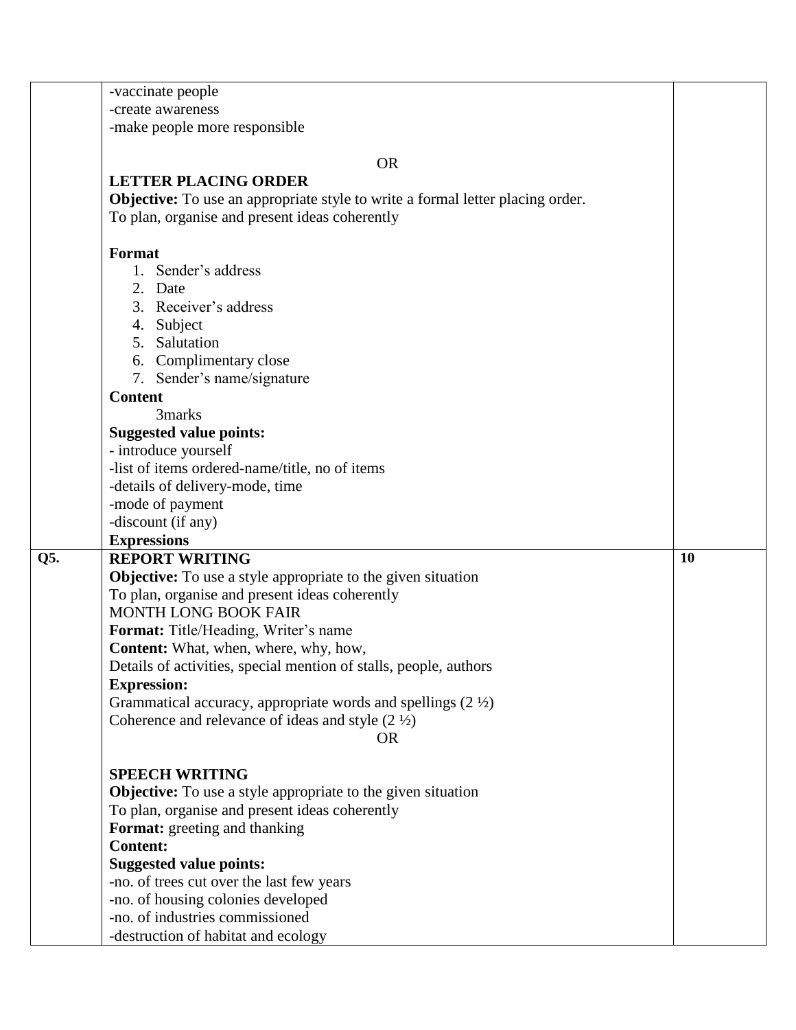| | | |
|---|---|---|
| | -vaccinate people<br>-create awareness<br>-make people more responsible<br><br>OR<br><br>**LETTER PLACING ORDER**<br>**Objective:** To use an appropriate style to write a formal letter placing order.<br>To plan, organise and present ideas coherently<br><br>**Format**<br>1. Sender's address<br>2. Date<br>3. Receiver's address<br>4. Subject<br>5. Salutation<br>6. Complimentary close<br>7. Sender's name/signature<br>**Content**<br>3marks<br>**Suggested value points:**<br>- introduce yourself<br>-list of items ordered-name/title, no of items<br>-details of delivery-mode, time<br>-mode of payment<br>-discount (if any)<br>**Expressions** | |
| **Q5.** | **REPORT WRITING**<br>**Objective:** To use a style appropriate to the given situation<br>To plan, organise and present ideas coherently<br>MONTH LONG BOOK FAIR<br>**Format:** Title/Heading, Writer's name<br>**Content:** What, when, where, why, how,<br>Details of activities, special mention of stalls, people, authors<br>**Expression:**<br>Grammatical accuracy, appropriate words and spellings (2 ½)<br>Coherence and relevance of ideas and style (2 ½)<br>OR<br><br>**SPEECH WRITING**<br>**Objective:** To use a style appropriate to the given situation<br>To plan, organise and present ideas coherently<br>**Format:** greeting and thanking<br>**Content:**<br>**Suggested value points:**<br>-no. of trees cut over the last few years<br>-no. of housing colonies developed<br>-no. of industries commissioned<br>-destruction of habitat and ecology | **10** |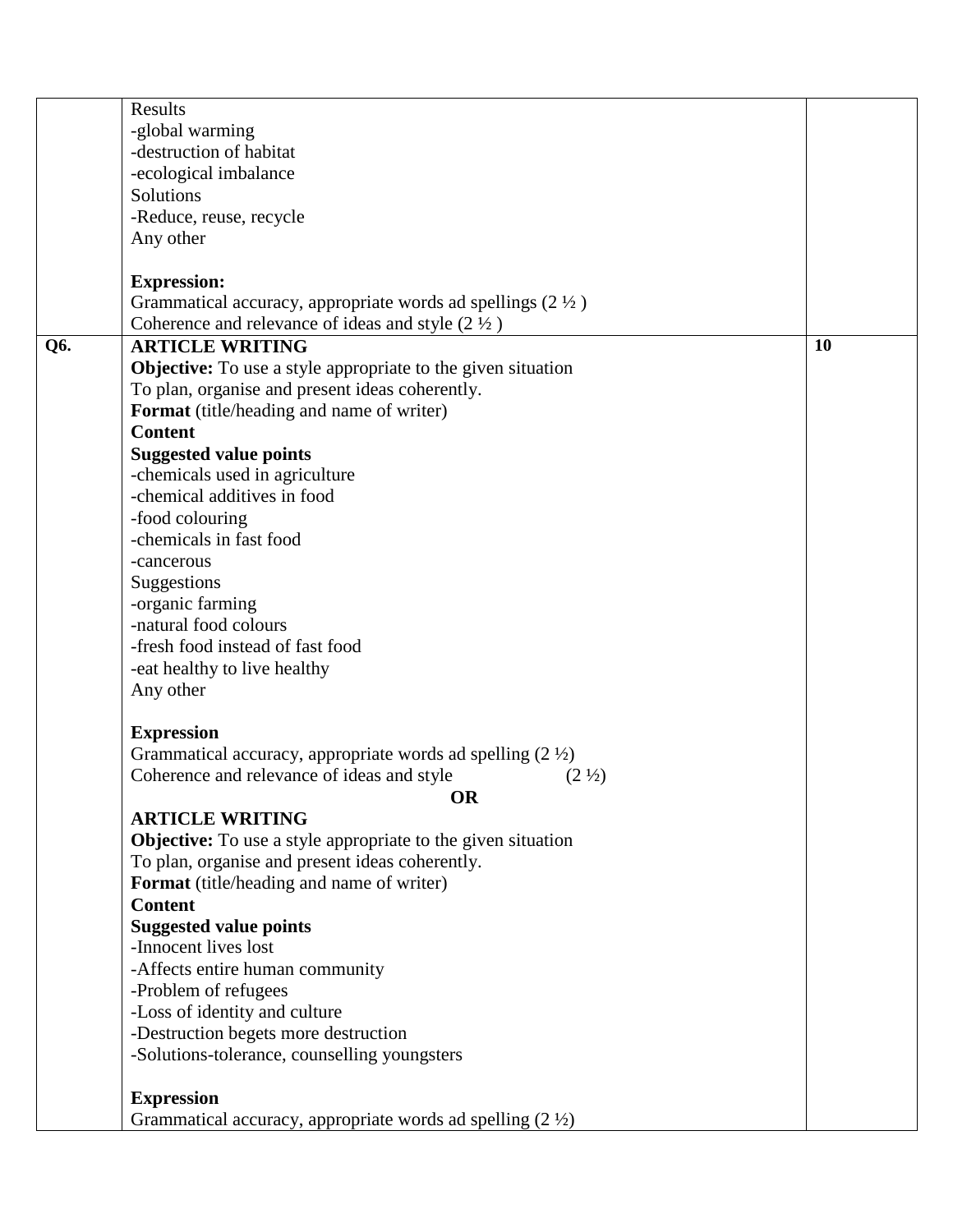| | | |
|---|---|---|
| | Results<br>-global warming<br>-destruction of habitat<br>-ecological imbalance<br>Solutions<br>-Reduce, reuse, recycle<br>Any other<br><br>**Expression:**<br>Grammatical accuracy, appropriate words ad spellings (2 ½ )<br>Coherence and relevance of ideas and style (2 ½ ) | |
| **Q6.** | **ARTICLE WRITING**<br>**Objective:** To use a style appropriate to the given situation<br>To plan, organise and present ideas coherently.<br>**Format** (title/heading and name of writer)<br>**Content**<br>**Suggested value points**<br>-chemicals used in agriculture<br>-chemical additives in food<br>-food colouring<br>-chemicals in fast food<br>-cancerous<br>Suggestions<br>-organic farming<br>-natural food colours<br>-fresh food instead of fast food<br>-eat healthy to live healthy<br>Any other<br><br>**Expression**<br>Grammatical accuracy, appropriate words ad spelling (2 ½)<br>Coherence and relevance of ideas and style (2 ½)<br>**OR**<br>**ARTICLE WRITING**<br>**Objective:** To use a style appropriate to the given situation<br>To plan, organise and present ideas coherently.<br>**Format** (title/heading and name of writer)<br>**Content**<br>**Suggested value points**<br>-Innocent lives lost<br>-Affects entire human community<br>-Problem of refugees<br>-Loss of identity and culture<br>-Destruction begets more destruction<br>-Solutions-tolerance, counselling youngsters<br><br>**Expression**<br>Grammatical accuracy, appropriate words ad spelling (2 ½) | **10** |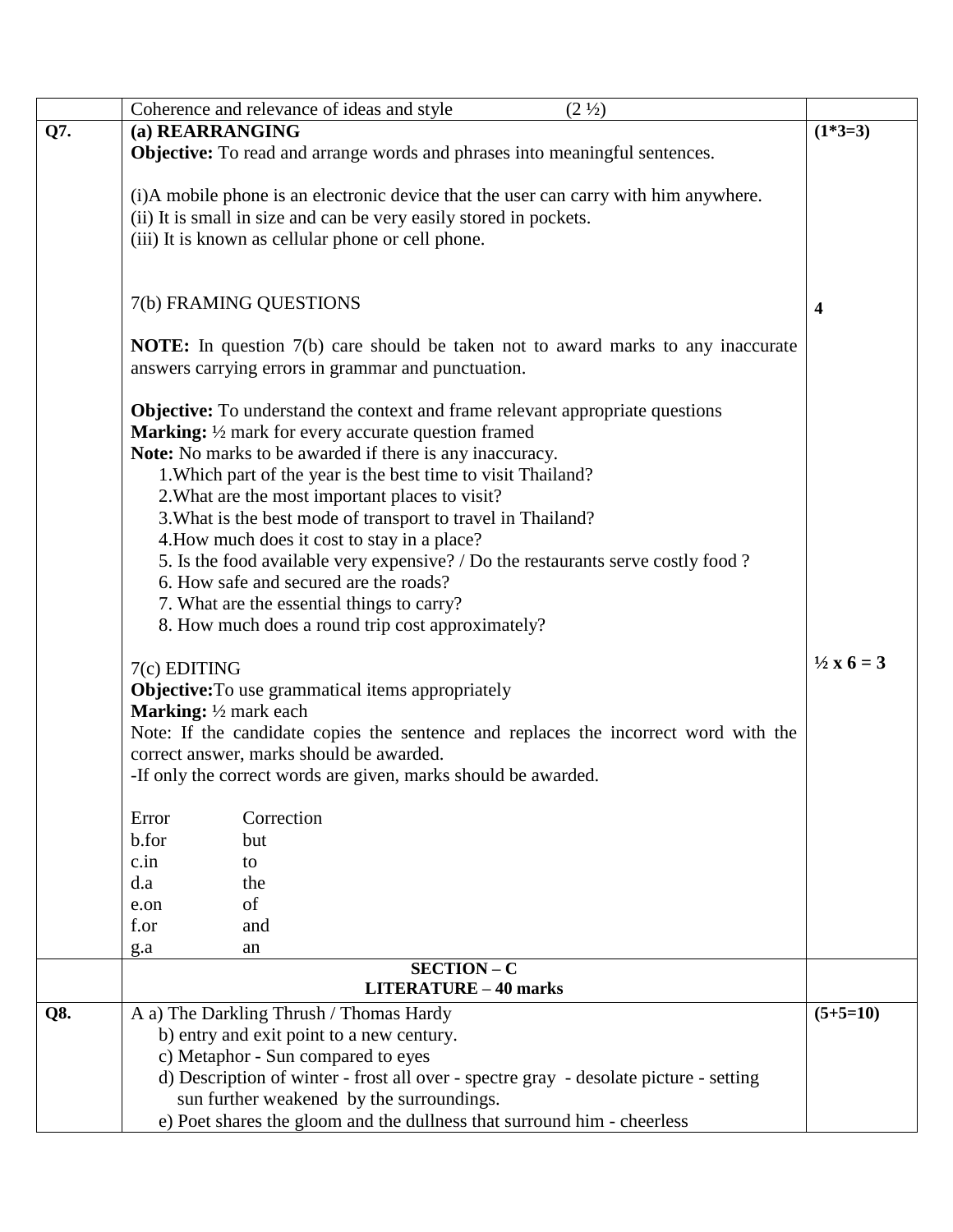| | | |
|---|---|---|
| | Coherence and relevance of ideas and style (2 ½) | |
| **Q7.** | **(a) REARRANGING**<br>**Objective:** To read and arrange words and phrases into meaningful sentences.<br><br>(i)A mobile phone is an electronic device that the user can carry with him anywhere.<br>(ii) It is small in size and can be very easily stored in pockets.<br>(iii) It is known as cellular phone or cell phone.<br><br><br>7(b) FRAMING QUESTIONS<br><br>**NOTE:** In question 7(b) care should be taken not to award marks to any inaccurate answers carrying errors in grammar and punctuation.<br><br>**Objective:** To understand the context and frame relevant appropriate questions<br>**Marking:** ½ mark for every accurate question framed<br>**Note:** No marks to be awarded if there is any inaccuracy.<br>1.Which part of the year is the best time to visit Thailand?<br>2.What are the most important places to visit?<br>3.What is the best mode of transport to travel in Thailand?<br>4.How much does it cost to stay in a place?<br>5. Is the food available very expensive? / Do the restaurants serve costly food ?<br>6. How safe and secured are the roads?<br>7. What are the essential things to carry?<br>8. How much does a round trip cost approximately?<br><br>7(c) EDITING<br>**Objective:**To use grammatical items appropriately<br>**Marking:** ½ mark each<br>Note: If the candidate copies the sentence and replaces the incorrect word with the correct answer, marks should be awarded.<br>-If only the correct words are given, marks should be awarded.<br><br>Error — Correction<br>b.for — but<br>c.in — to<br>d.a — the<br>e.on — of<br>f.or — and<br>g.a — an | **(1*3=3)**<br><br><br><br><br><br><br><br><br>**4**<br><br><br><br><br><br><br><br><br><br><br><br><br><br><br><br><br>**½ x 6 = 3** |
| | **SECTION – C**<br>**LITERATURE – 40 marks** | |
| **Q8.** | A a) The Darkling Thrush / Thomas Hardy<br>b) entry and exit point to a new century.<br>c) Metaphor - Sun compared to eyes<br>d) Description of winter - frost all over - spectre gray - desolate picture - setting sun further weakened by the surroundings.<br>e) Poet shares the gloom and the dullness that surround him - cheerless | **(5+5=10)** |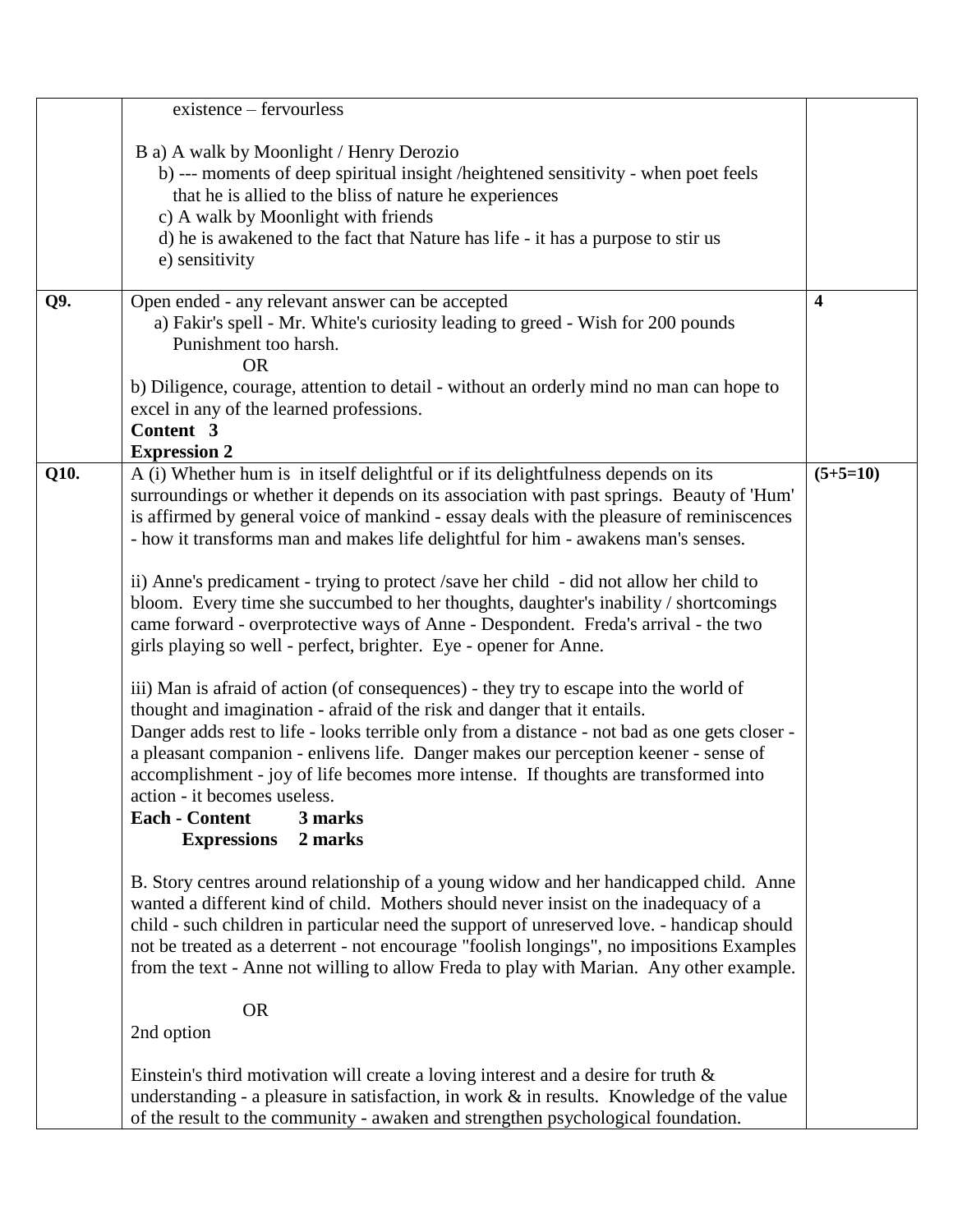| | | |
|---|---|---|
| | existence – fervourless<br><br>B a) A walk by Moonlight / Henry Derozio<br>b) --- moments of deep spiritual insight /heightened sensitivity - when poet feels that he is allied to the bliss of nature he experiences<br>c) A walk by Moonlight with friends<br>d) he is awakened to the fact that Nature has life - it has a purpose to stir us<br>e) sensitivity | |
| **Q9.** | Open ended - any relevant answer can be accepted<br>a) Fakir's spell - Mr. White's curiosity leading to greed - Wish for 200 pounds Punishment too harsh.<br>OR<br>b) Diligence, courage, attention to detail - without an orderly mind no man can hope to excel in any of the learned professions.<br>**Content 3**<br>**Expression 2** | **4** |
| **Q10.** | A (i) Whether hum is in itself delightful or if its delightfulness depends on its surroundings or whether it depends on its association with past springs. Beauty of 'Hum' is affirmed by general voice of mankind - essay deals with the pleasure of reminiscences - how it transforms man and makes life delightful for him - awakens man's senses.<br><br>ii) Anne's predicament - trying to protect /save her child - did not allow her child to bloom. Every time she succumbed to her thoughts, daughter's inability / shortcomings came forward - overprotective ways of Anne - Despondent. Freda's arrival - the two girls playing so well - perfect, brighter. Eye - opener for Anne.<br><br>iii) Man is afraid of action (of consequences) - they try to escape into the world of thought and imagination - afraid of the risk and danger that it entails.<br>Danger adds rest to life - looks terrible only from a distance - not bad as one gets closer - a pleasant companion - enlivens life. Danger makes our perception keener - sense of accomplishment - joy of life becomes more intense. If thoughts are transformed into action - it becomes useless.<br>**Each - Content 3 marks**<br>**Expressions 2 marks**<br><br>B. Story centres around relationship of a young widow and her handicapped child. Anne wanted a different kind of child. Mothers should never insist on the inadequacy of a child - such children in particular need the support of unreserved love. - handicap should not be treated as a deterrent - not encourage "foolish longings", no impositions Examples from the text - Anne not willing to allow Freda to play with Marian. Any other example.<br><br>OR<br>2nd option<br><br>Einstein's third motivation will create a loving interest and a desire for truth & understanding - a pleasure in satisfaction, in work & in results. Knowledge of the value of the result to the community - awaken and strengthen psychological foundation. | **(5+5=10)** |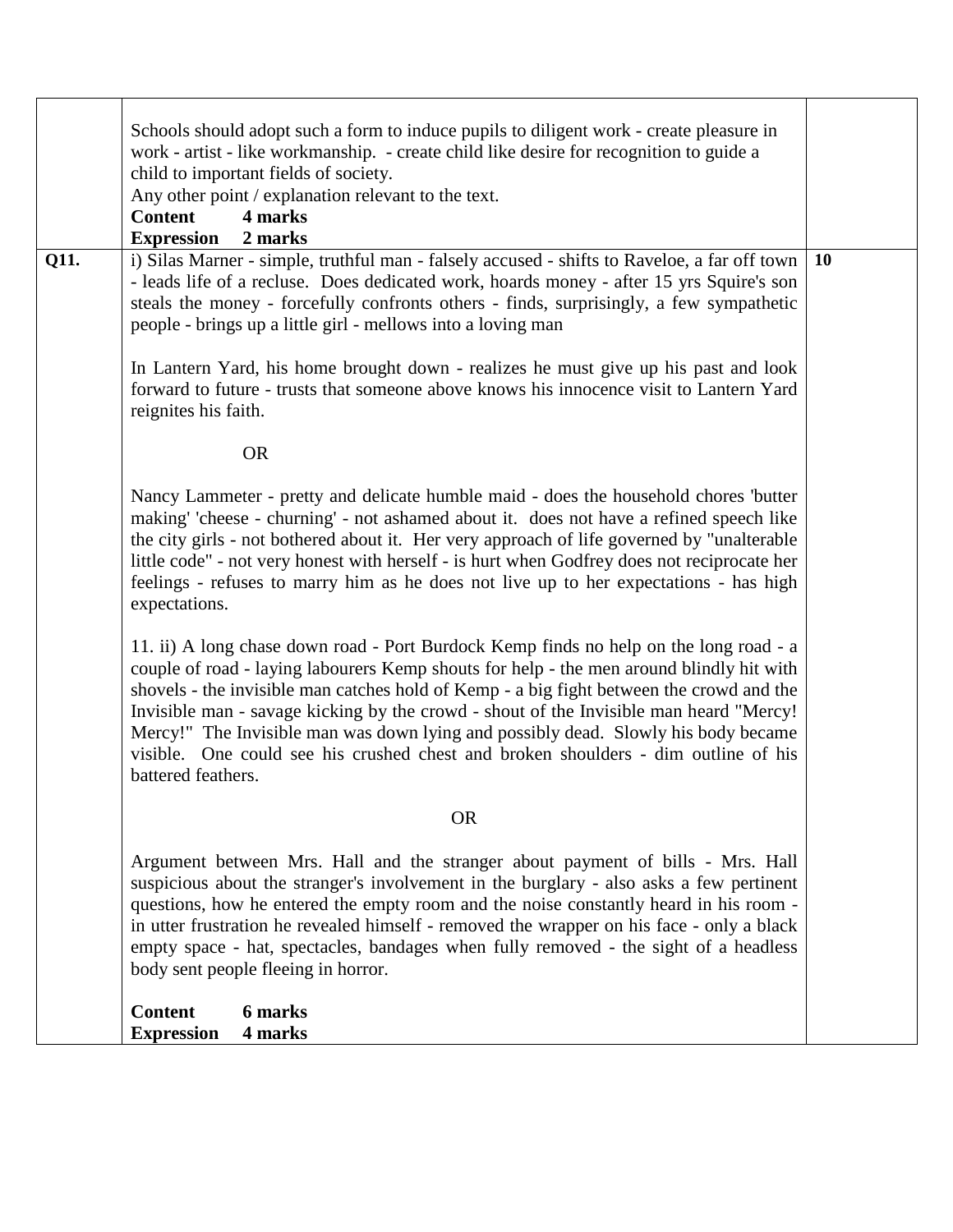| | | |
|---|---|---|
| | Schools should adopt such a form to induce pupils to diligent work - create pleasure in work - artist - like workmanship. - create child like desire for recognition to guide a child to important fields of society.<br>Any other point / explanation relevant to the text.<br>**Content 4 marks**<br>**Expression 2 marks** | |
| **Q11.** | i) Silas Marner - simple, truthful man - falsely accused - shifts to Raveloe, a far off town - leads life of a recluse. Does dedicated work, hoards money - after 15 yrs Squire's son steals the money - forcefully confronts others - finds, surprisingly, a few sympathetic people - brings up a little girl - mellows into a loving man<br><br>In Lantern Yard, his home brought down - realizes he must give up his past and look forward to future - trusts that someone above knows his innocence visit to Lantern Yard reignites his faith.<br><br>OR<br><br>Nancy Lammeter - pretty and delicate humble maid - does the household chores 'butter making' 'cheese - churning' - not ashamed about it. does not have a refined speech like the city girls - not bothered about it. Her very approach of life governed by "unalterable little code" - not very honest with herself - is hurt when Godfrey does not reciprocate her feelings - refuses to marry him as he does not live up to her expectations - has high expectations.<br><br>11. ii) A long chase down road - Port Burdock Kemp finds no help on the long road - a couple of road - laying labourers Kemp shouts for help - the men around blindly hit with shovels - the invisible man catches hold of Kemp - a big fight between the crowd and the Invisible man - savage kicking by the crowd - shout of the Invisible man heard "Mercy! Mercy!" The Invisible man was down lying and possibly dead. Slowly his body became visible. One could see his crushed chest and broken shoulders - dim outline of his battered feathers.<br><br>OR<br><br>Argument between Mrs. Hall and the stranger about payment of bills - Mrs. Hall suspicious about the stranger's involvement in the burglary - also asks a few pertinent questions, how he entered the empty room and the noise constantly heard in his room - in utter frustration he revealed himself - removed the wrapper on his face - only a black empty space - hat, spectacles, bandages when fully removed - the sight of a headless body sent people fleeing in horror.<br><br>**Content 6 marks**<br>**Expression 4 marks** | **10** |